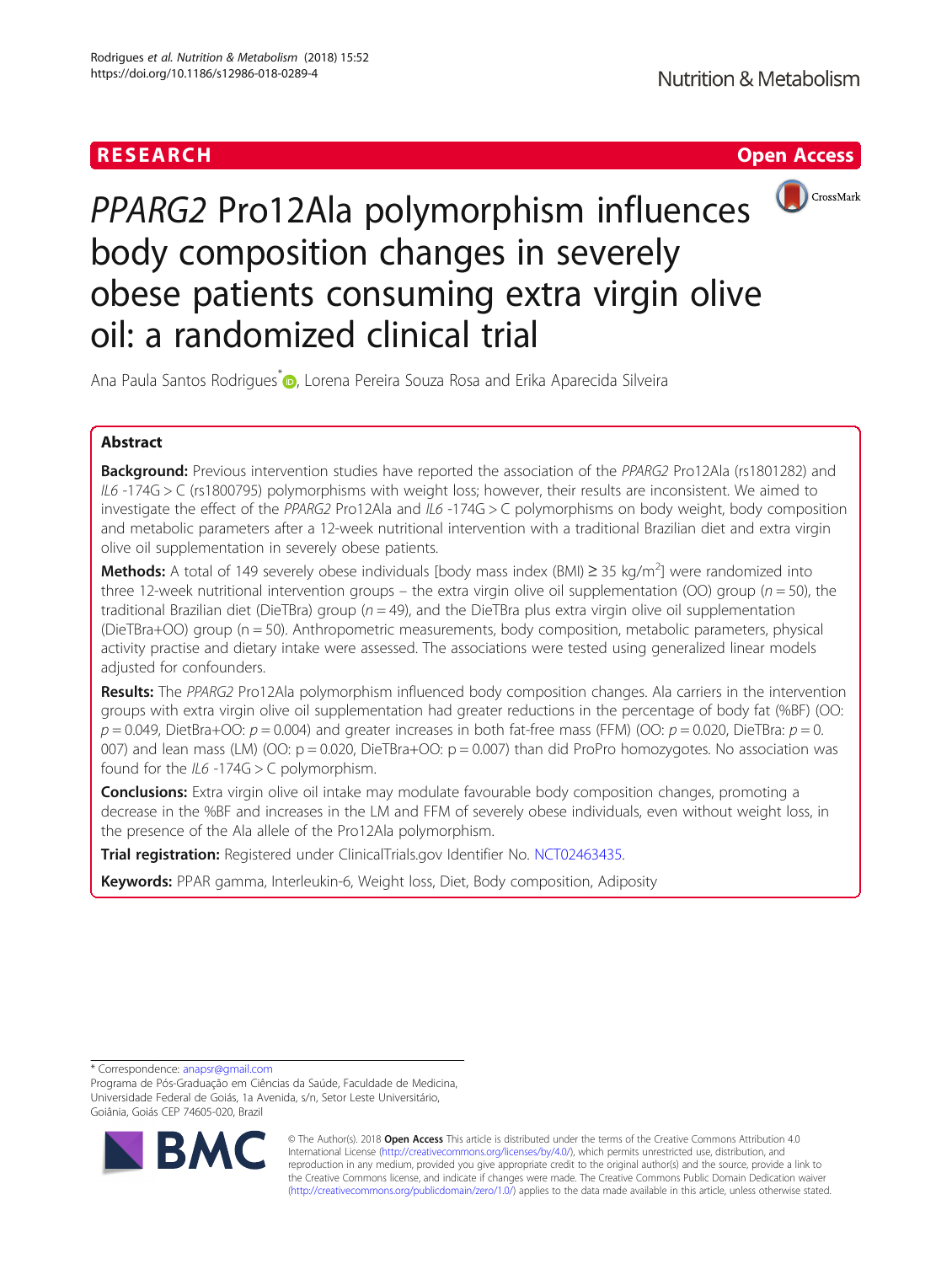**RESEARCH** **Open Access**

# *PPARG2* Pro12Ala polymorphism influences body composition changes in severely obese patients consuming extra virgin olive oil: a randomized clinical trial

Ana Paula Santos Rodrigues*, Lorena Pereira Souza Rosa and Erika Aparecida Silveira

## Abstract

**Background:** Previous intervention studies have reported the association of the *PPARG2* Pro12Ala (rs1801282) and *IL6* -174G > C (rs1800795) polymorphisms with weight loss; however, their results are inconsistent. We aimed to investigate the effect of the *PPARG2* Pro12Ala and *IL6* -174G > C polymorphisms on body weight, body composition and metabolic parameters after a 12-week nutritional intervention with a traditional Brazilian diet and extra virgin olive oil supplementation in severely obese patients.

**Methods:** A total of 149 severely obese individuals [body mass index (BMI) ≥ 35 kg/m$^2$] were randomized into three 12-week nutritional intervention groups – the extra virgin olive oil supplementation (OO) group ($n = 50$), the traditional Brazilian diet (DieTBra) group ($n = 49$), and the DieTBra plus extra virgin olive oil supplementation (DieTBra+OO) group (n = 50). Anthropometric measurements, body composition, metabolic parameters, physical activity practise and dietary intake were assessed. The associations were tested using generalized linear models adjusted for confounders.

**Results:** The *PPARG2* Pro12Ala polymorphism influenced body composition changes. Ala carriers in the intervention groups with extra virgin olive oil supplementation had greater reductions in the percentage of body fat (%BF) (OO: $p = 0.049$, DietBra+OO: $p = 0.004$) and greater increases in both fat-free mass (FFM) (OO: $p = 0.020$, DieTBra: $p = 0.007$) and lean mass (LM) (OO: p = 0.020, DieTBra+OO: p = 0.007) than did ProPro homozygotes. No association was found for the *IL6* -174G > C polymorphism.

**Conclusions:** Extra virgin olive oil intake may modulate favourable body composition changes, promoting a decrease in the %BF and increases in the LM and FFM of severely obese individuals, even without weight loss, in the presence of the Ala allele of the Pro12Ala polymorphism.

**Trial registration:** Registered under ClinicalTrials.gov Identifier No. NCT02463435.

**Keywords:** PPAR gamma, Interleukin-6, Weight loss, Diet, Body composition, Adiposity

* Correspondence: anapsr@gmail.com
Programa de Pós-Graduação em Ciências da Saúde, Faculdade de Medicina, Universidade Federal de Goiás, 1a Avenida, s/n, Setor Leste Universitário, Goiânia, Goiás CEP 74605-020, Brazil

© The Author(s). 2018 **Open Access** This article is distributed under the terms of the Creative Commons Attribution 4.0 International License (http://creativecommons.org/licenses/by/4.0/), which permits unrestricted use, distribution, and reproduction in any medium, provided you give appropriate credit to the original author(s) and the source, provide a link to the Creative Commons license, and indicate if changes were made. The Creative Commons Public Domain Dedication waiver (http://creativecommons.org/publicdomain/zero/1.0/) applies to the data made available in this article, unless otherwise stated.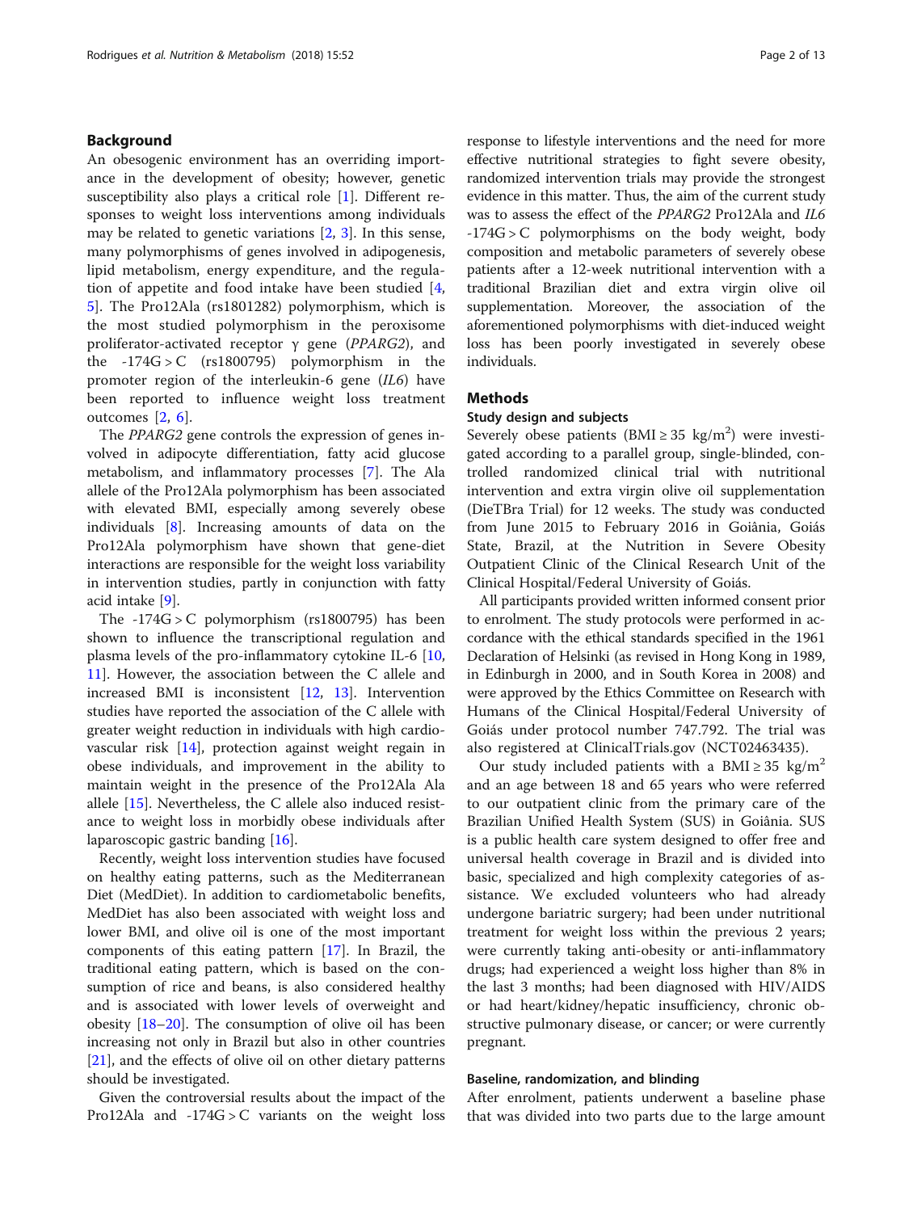## Background

An obesogenic environment has an overriding importance in the development of obesity; however, genetic susceptibility also plays a critical role [1]. Different responses to weight loss interventions among individuals may be related to genetic variations [2, 3]. In this sense, many polymorphisms of genes involved in adipogenesis, lipid metabolism, energy expenditure, and the regulation of appetite and food intake have been studied [4, 5]. The Pro12Ala (rs1801282) polymorphism, which is the most studied polymorphism in the peroxisome proliferator-activated receptor γ gene (*PPARG2*), and the -174G > C (rs1800795) polymorphism in the promoter region of the interleukin-6 gene (*IL6*) have been reported to influence weight loss treatment outcomes [2, 6].

The *PPARG2* gene controls the expression of genes involved in adipocyte differentiation, fatty acid glucose metabolism, and inflammatory processes [7]. The Ala allele of the Pro12Ala polymorphism has been associated with elevated BMI, especially among severely obese individuals [8]. Increasing amounts of data on the Pro12Ala polymorphism have shown that gene-diet interactions are responsible for the weight loss variability in intervention studies, partly in conjunction with fatty acid intake [9].

The -174G > C polymorphism (rs1800795) has been shown to influence the transcriptional regulation and plasma levels of the pro-inflammatory cytokine IL-6 [10, 11]. However, the association between the C allele and increased BMI is inconsistent [12, 13]. Intervention studies have reported the association of the C allele with greater weight reduction in individuals with high cardiovascular risk [14], protection against weight regain in obese individuals, and improvement in the ability to maintain weight in the presence of the Pro12Ala Ala allele [15]. Nevertheless, the C allele also induced resistance to weight loss in morbidly obese individuals after laparoscopic gastric banding [16].

Recently, weight loss intervention studies have focused on healthy eating patterns, such as the Mediterranean Diet (MedDiet). In addition to cardiometabolic benefits, MedDiet has also been associated with weight loss and lower BMI, and olive oil is one of the most important components of this eating pattern [17]. In Brazil, the traditional eating pattern, which is based on the consumption of rice and beans, is also considered healthy and is associated with lower levels of overweight and obesity [18–20]. The consumption of olive oil has been increasing not only in Brazil but also in other countries [21], and the effects of olive oil on other dietary patterns should be investigated.

Given the controversial results about the impact of the Pro12Ala and -174G > C variants on the weight loss response to lifestyle interventions and the need for more effective nutritional strategies to fight severe obesity, randomized intervention trials may provide the strongest evidence in this matter. Thus, the aim of the current study was to assess the effect of the *PPARG2* Pro12Ala and *IL6* -174G > C polymorphisms on the body weight, body composition and metabolic parameters of severely obese patients after a 12-week nutritional intervention with a traditional Brazilian diet and extra virgin olive oil supplementation. Moreover, the association of the aforementioned polymorphisms with diet-induced weight loss has been poorly investigated in severely obese individuals.

## Methods

### Study design and subjects

Severely obese patients (BMI ≥ 35 kg/m$^2$) were investigated according to a parallel group, single-blinded, controlled randomized clinical trial with nutritional intervention and extra virgin olive oil supplementation (DieTBra Trial) for 12 weeks. The study was conducted from June 2015 to February 2016 in Goiânia, Goiás State, Brazil, at the Nutrition in Severe Obesity Outpatient Clinic of the Clinical Research Unit of the Clinical Hospital/Federal University of Goiás.

All participants provided written informed consent prior to enrolment. The study protocols were performed in accordance with the ethical standards specified in the 1961 Declaration of Helsinki (as revised in Hong Kong in 1989, in Edinburgh in 2000, and in South Korea in 2008) and were approved by the Ethics Committee on Research with Humans of the Clinical Hospital/Federal University of Goiás under protocol number 747.792. The trial was also registered at ClinicalTrials.gov (NCT02463435).

Our study included patients with a BMI ≥ 35 kg/m$^2$ and an age between 18 and 65 years who were referred to our outpatient clinic from the primary care of the Brazilian Unified Health System (SUS) in Goiânia. SUS is a public health care system designed to offer free and universal health coverage in Brazil and is divided into basic, specialized and high complexity categories of assistance. We excluded volunteers who had already undergone bariatric surgery; had been under nutritional treatment for weight loss within the previous 2 years; were currently taking anti-obesity or anti-inflammatory drugs; had experienced a weight loss higher than 8% in the last 3 months; had been diagnosed with HIV/AIDS or had heart/kidney/hepatic insufficiency, chronic obstructive pulmonary disease, or cancer; or were currently pregnant.

### Baseline, randomization, and blinding

After enrolment, patients underwent a baseline phase that was divided into two parts due to the large amount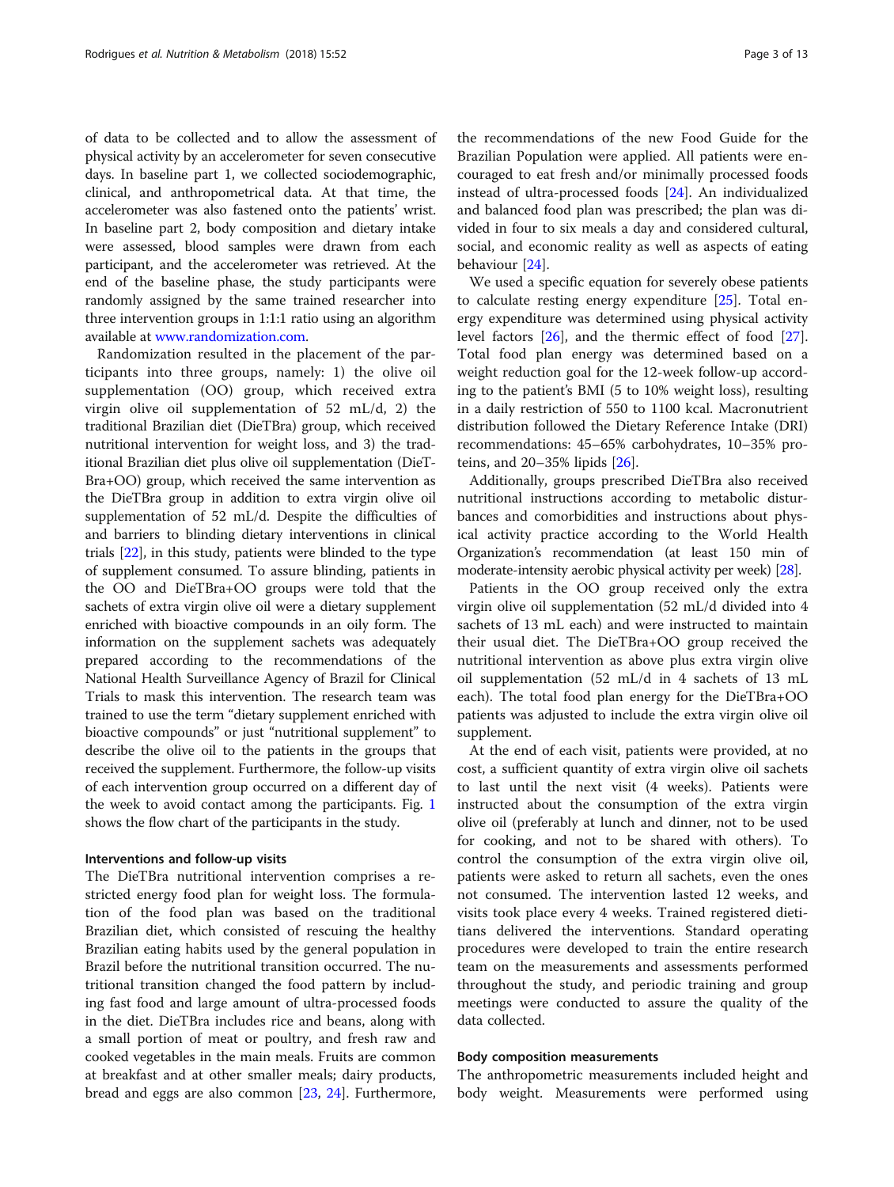of data to be collected and to allow the assessment of physical activity by an accelerometer for seven consecutive days. In baseline part 1, we collected sociodemographic, clinical, and anthropometrical data. At that time, the accelerometer was also fastened onto the patients' wrist. In baseline part 2, body composition and dietary intake were assessed, blood samples were drawn from each participant, and the accelerometer was retrieved. At the end of the baseline phase, the study participants were randomly assigned by the same trained researcher into three intervention groups in 1:1:1 ratio using an algorithm available at www.randomization.com.

Randomization resulted in the placement of the participants into three groups, namely: 1) the olive oil supplementation (OO) group, which received extra virgin olive oil supplementation of 52 mL/d, 2) the traditional Brazilian diet (DieTBra) group, which received nutritional intervention for weight loss, and 3) the traditional Brazilian diet plus olive oil supplementation (DieTBra+OO) group, which received the same intervention as the DieTBra group in addition to extra virgin olive oil supplementation of 52 mL/d. Despite the difficulties of and barriers to blinding dietary interventions in clinical trials [22], in this study, patients were blinded to the type of supplement consumed. To assure blinding, patients in the OO and DieTBra+OO groups were told that the sachets of extra virgin olive oil were a dietary supplement enriched with bioactive compounds in an oily form. The information on the supplement sachets was adequately prepared according to the recommendations of the National Health Surveillance Agency of Brazil for Clinical Trials to mask this intervention. The research team was trained to use the term "dietary supplement enriched with bioactive compounds" or just "nutritional supplement" to describe the olive oil to the patients in the groups that received the supplement. Furthermore, the follow-up visits of each intervention group occurred on a different day of the week to avoid contact among the participants. Fig. 1 shows the flow chart of the participants in the study.

#### Interventions and follow-up visits

The DieTBra nutritional intervention comprises a restricted energy food plan for weight loss. The formulation of the food plan was based on the traditional Brazilian diet, which consisted of rescuing the healthy Brazilian eating habits used by the general population in Brazil before the nutritional transition occurred. The nutritional transition changed the food pattern by including fast food and large amount of ultra-processed foods in the diet. DieTBra includes rice and beans, along with a small portion of meat or poultry, and fresh raw and cooked vegetables in the main meals. Fruits are common at breakfast and at other smaller meals; dairy products, bread and eggs are also common [23, 24]. Furthermore, the recommendations of the new Food Guide for the Brazilian Population were applied. All patients were encouraged to eat fresh and/or minimally processed foods instead of ultra-processed foods [24]. An individualized and balanced food plan was prescribed; the plan was divided in four to six meals a day and considered cultural, social, and economic reality as well as aspects of eating behaviour [24].

We used a specific equation for severely obese patients to calculate resting energy expenditure [25]. Total energy expenditure was determined using physical activity level factors [26], and the thermic effect of food [27]. Total food plan energy was determined based on a weight reduction goal for the 12-week follow-up according to the patient's BMI (5 to 10% weight loss), resulting in a daily restriction of 550 to 1100 kcal. Macronutrient distribution followed the Dietary Reference Intake (DRI) recommendations: 45–65% carbohydrates, 10–35% proteins, and 20–35% lipids [26].

Additionally, groups prescribed DieTBra also received nutritional instructions according to metabolic disturbances and comorbidities and instructions about physical activity practice according to the World Health Organization's recommendation (at least 150 min of moderate-intensity aerobic physical activity per week) [28].

Patients in the OO group received only the extra virgin olive oil supplementation (52 mL/d divided into 4 sachets of 13 mL each) and were instructed to maintain their usual diet. The DieTBra+OO group received the nutritional intervention as above plus extra virgin olive oil supplementation (52 mL/d in 4 sachets of 13 mL each). The total food plan energy for the DieTBra+OO patients was adjusted to include the extra virgin olive oil supplement.

At the end of each visit, patients were provided, at no cost, a sufficient quantity of extra virgin olive oil sachets to last until the next visit (4 weeks). Patients were instructed about the consumption of the extra virgin olive oil (preferably at lunch and dinner, not to be used for cooking, and not to be shared with others). To control the consumption of the extra virgin olive oil, patients were asked to return all sachets, even the ones not consumed. The intervention lasted 12 weeks, and visits took place every 4 weeks. Trained registered dietitians delivered the interventions. Standard operating procedures were developed to train the entire research team on the measurements and assessments performed throughout the study, and periodic training and group meetings were conducted to assure the quality of the data collected.

#### Body composition measurements

The anthropometric measurements included height and body weight. Measurements were performed using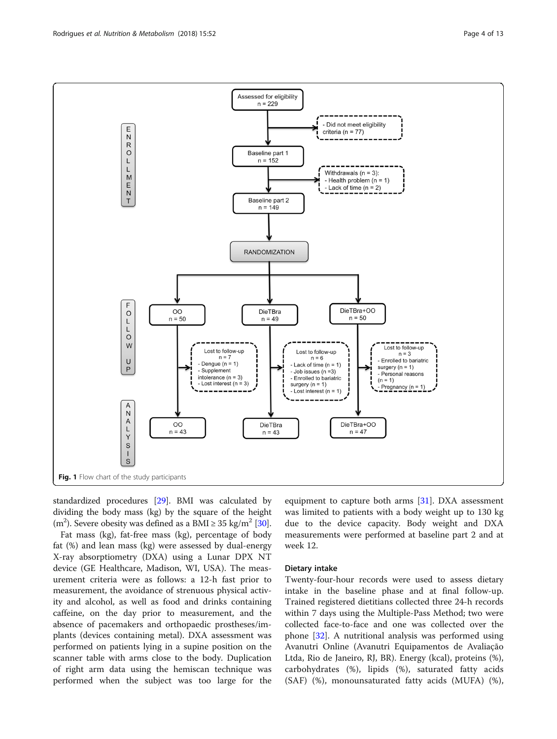Fig. 1 Flow chart of the study participants

standardized procedures [29]. BMI was calculated by dividing the body mass (kg) by the square of the height ($m^2$). Severe obesity was defined as a BMI ≥ 35 kg/$m^2$ [30].

Fat mass (kg), fat-free mass (kg), percentage of body fat (%) and lean mass (kg) were assessed by dual-energy X-ray absorptiometry (DXA) using a Lunar DPX NT device (GE Healthcare, Madison, WI, USA). The measurement criteria were as follows: a 12-h fast prior to measurement, the avoidance of strenuous physical activity and alcohol, as well as food and drinks containing caffeine, on the day prior to measurement, and the absence of pacemakers and orthopaedic prostheses/implants (devices containing metal). DXA assessment was performed on patients lying in a supine position on the scanner table with arms close to the body. Duplication of right arm data using the hemiscan technique was performed when the subject was too large for the equipment to capture both arms [31]. DXA assessment was limited to patients with a body weight up to 130 kg due to the device capacity. Body weight and DXA measurements were performed at baseline part 2 and at week 12.

### Dietary intake

Twenty-four-hour records were used to assess dietary intake in the baseline phase and at final follow-up. Trained registered dietitians collected three 24-h records within 7 days using the Multiple-Pass Method; two were collected face-to-face and one was collected over the phone [32]. A nutritional analysis was performed using Avanutri Online (Avanutri Equipamentos de Avaliação Ltda, Rio de Janeiro, RJ, BR). Energy (kcal), proteins (%), carbohydrates (%), lipids (%), saturated fatty acids (SAF) (%), monounsaturated fatty acids (MUFA) (%),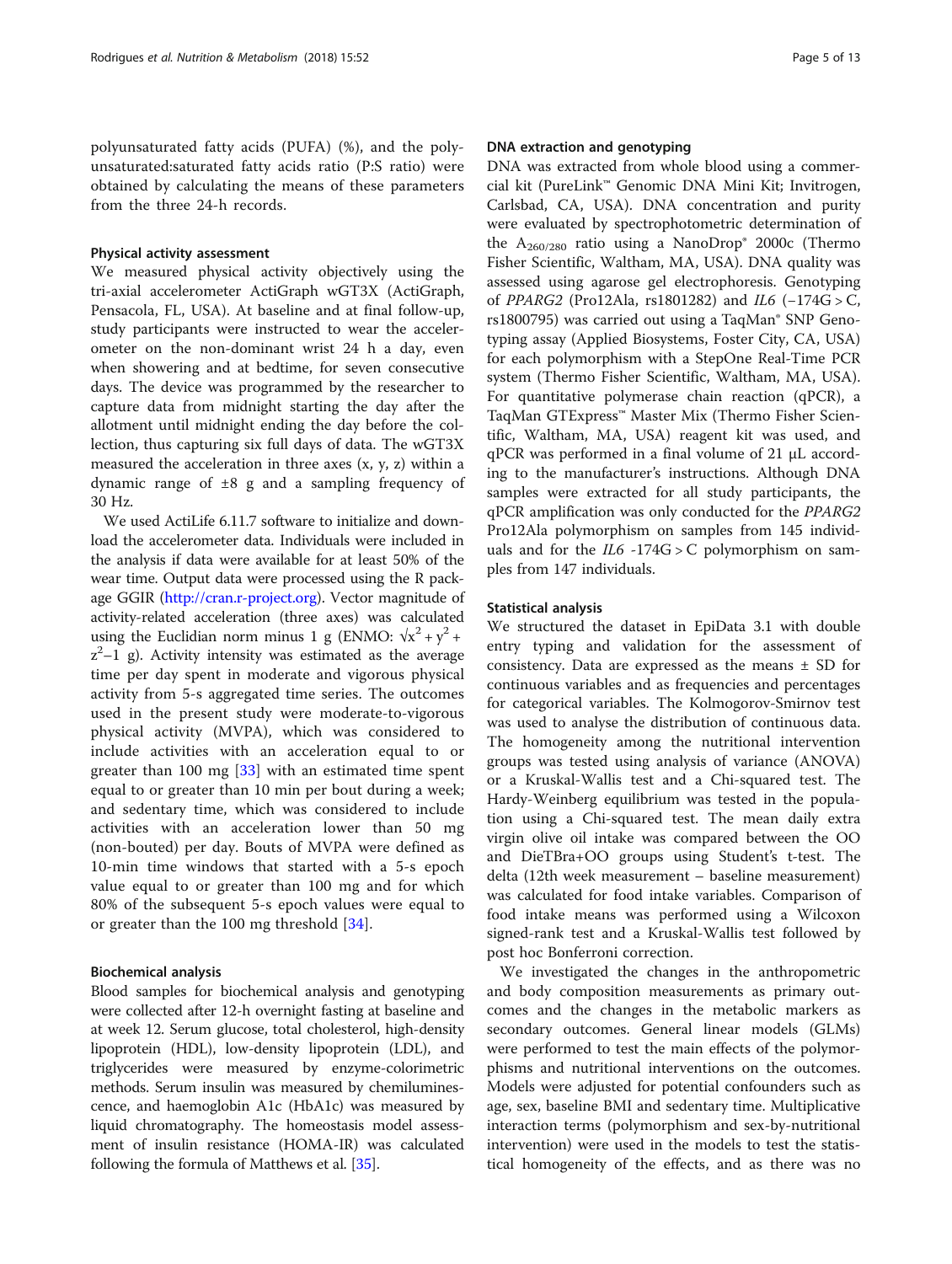polyunsaturated fatty acids (PUFA) (%), and the polyunsaturated:saturated fatty acids ratio (P:S ratio) were obtained by calculating the means of these parameters from the three 24-h records.

### Physical activity assessment

We measured physical activity objectively using the tri-axial accelerometer ActiGraph wGT3X (ActiGraph, Pensacola, FL, USA). At baseline and at final follow-up, study participants were instructed to wear the accelerometer on the non-dominant wrist 24 h a day, even when showering and at bedtime, for seven consecutive days. The device was programmed by the researcher to capture data from midnight starting the day after the allotment until midnight ending the day before the collection, thus capturing six full days of data. The wGT3X measured the acceleration in three axes (x, y, z) within a dynamic range of ±8 g and a sampling frequency of 30 Hz.

We used ActiLife 6.11.7 software to initialize and download the accelerometer data. Individuals were included in the analysis if data were available for at least 50% of the wear time. Output data were processed using the R package GGIR (http://cran.r-project.org). Vector magnitude of activity-related acceleration (three axes) was calculated using the Euclidian norm minus 1 g (ENMO: $\sqrt{x^2 + y^2 + z^2} - 1$ g). Activity intensity was estimated as the average time per day spent in moderate and vigorous physical activity from 5-s aggregated time series. The outcomes used in the present study were moderate-to-vigorous physical activity (MVPA), which was considered to include activities with an acceleration equal to or greater than 100 mg [33] with an estimated time spent equal to or greater than 10 min per bout during a week; and sedentary time, which was considered to include activities with an acceleration lower than 50 mg (non-bouted) per day. Bouts of MVPA were defined as 10-min time windows that started with a 5-s epoch value equal to or greater than 100 mg and for which 80% of the subsequent 5-s epoch values were equal to or greater than the 100 mg threshold [34].

### Biochemical analysis

Blood samples for biochemical analysis and genotyping were collected after 12-h overnight fasting at baseline and at week 12. Serum glucose, total cholesterol, high-density lipoprotein (HDL), low-density lipoprotein (LDL), and triglycerides were measured by enzyme-colorimetric methods. Serum insulin was measured by chemiluminescence, and haemoglobin A1c (HbA1c) was measured by liquid chromatography. The homeostasis model assessment of insulin resistance (HOMA-IR) was calculated following the formula of Matthews et al. [35].

### DNA extraction and genotyping

DNA was extracted from whole blood using a commercial kit (PureLink™ Genomic DNA Mini Kit; Invitrogen, Carlsbad, CA, USA). DNA concentration and purity were evaluated by spectrophotometric determination of the $A_{260/280}$ ratio using a NanoDrop® 2000c (Thermo Fisher Scientific, Waltham, MA, USA). DNA quality was assessed using agarose gel electrophoresis. Genotyping of *PPARG2* (Pro12Ala, rs1801282) and *IL6* (−174G > C, rs1800795) was carried out using a TaqMan® SNP Genotyping assay (Applied Biosystems, Foster City, CA, USA) for each polymorphism with a StepOne Real-Time PCR system (Thermo Fisher Scientific, Waltham, MA, USA). For quantitative polymerase chain reaction (qPCR), a TaqMan GTExpress™ Master Mix (Thermo Fisher Scientific, Waltham, MA, USA) reagent kit was used, and qPCR was performed in a final volume of 21 μL according to the manufacturer's instructions. Although DNA samples were extracted for all study participants, the qPCR amplification was only conducted for the *PPARG2* Pro12Ala polymorphism on samples from 145 individuals and for the *IL6* -174G > C polymorphism on samples from 147 individuals.

### Statistical analysis

We structured the dataset in EpiData 3.1 with double entry typing and validation for the assessment of consistency. Data are expressed as the means ± SD for continuous variables and as frequencies and percentages for categorical variables. The Kolmogorov-Smirnov test was used to analyse the distribution of continuous data. The homogeneity among the nutritional intervention groups was tested using analysis of variance (ANOVA) or a Kruskal-Wallis test and a Chi-squared test. The Hardy-Weinberg equilibrium was tested in the population using a Chi-squared test. The mean daily extra virgin olive oil intake was compared between the OO and DieTBra+OO groups using Student's t-test. The delta (12th week measurement – baseline measurement) was calculated for food intake variables. Comparison of food intake means was performed using a Wilcoxon signed-rank test and a Kruskal-Wallis test followed by post hoc Bonferroni correction.

We investigated the changes in the anthropometric and body composition measurements as primary outcomes and the changes in the metabolic markers as secondary outcomes. General linear models (GLMs) were performed to test the main effects of the polymorphisms and nutritional interventions on the outcomes. Models were adjusted for potential confounders such as age, sex, baseline BMI and sedentary time. Multiplicative interaction terms (polymorphism and sex-by-nutritional intervention) were used in the models to test the statistical homogeneity of the effects, and as there was no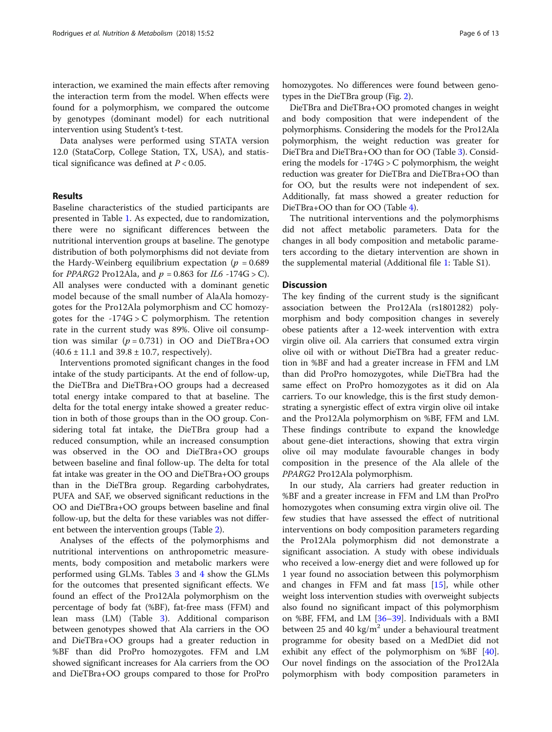interaction, we examined the main effects after removing the interaction term from the model. When effects were found for a polymorphism, we compared the outcome by genotypes (dominant model) for each nutritional intervention using Student's t-test.

Data analyses were performed using STATA version 12.0 (StataCorp, College Station, TX, USA), and statistical significance was defined at $P < 0.05$.

## Results

Baseline characteristics of the studied participants are presented in Table 1. As expected, due to randomization, there were no significant differences between the nutritional intervention groups at baseline. The genotype distribution of both polymorphisms did not deviate from the Hardy-Weinberg equilibrium expectation ($p = 0.689$ for *PPARG2* Pro12Ala, and $p = 0.863$ for *IL6* -174G > C). All analyses were conducted with a dominant genetic model because of the small number of AlaAla homozygotes for the Pro12Ala polymorphism and CC homozygotes for the -174G > C polymorphism. The retention rate in the current study was 89%. Olive oil consumption was similar ($p = 0.731$) in OO and DieTBra+OO (40.6 ± 11.1 and 39.8 ± 10.7, respectively).

Interventions promoted significant changes in the food intake of the study participants. At the end of follow-up, the DieTBra and DieTBra+OO groups had a decreased total energy intake compared to that at baseline. The delta for the total energy intake showed a greater reduction in both of those groups than in the OO group. Considering total fat intake, the DieTBra group had a reduced consumption, while an increased consumption was observed in the OO and DieTBra+OO groups between baseline and final follow-up. The delta for total fat intake was greater in the OO and DieTBra+OO groups than in the DieTBra group. Regarding carbohydrates, PUFA and SAF, we observed significant reductions in the OO and DieTBra+OO groups between baseline and final follow-up, but the delta for these variables was not different between the intervention groups (Table 2).

Analyses of the effects of the polymorphisms and nutritional interventions on anthropometric measurements, body composition and metabolic markers were performed using GLMs. Tables 3 and 4 show the GLMs for the outcomes that presented significant effects. We found an effect of the Pro12Ala polymorphism on the percentage of body fat (%BF), fat-free mass (FFM) and lean mass (LM) (Table 3). Additional comparison between genotypes showed that Ala carriers in the OO and DieTBra+OO groups had a greater reduction in %BF than did ProPro homozygotes. FFM and LM showed significant increases for Ala carriers from the OO and DieTBra+OO groups compared to those for ProPro homozygotes. No differences were found between genotypes in the DieTBra group (Fig. 2).

DieTBra and DieTBra+OO promoted changes in weight and body composition that were independent of the polymorphisms. Considering the models for the Pro12Ala polymorphism, the weight reduction was greater for DieTBra and DieTBra+OO than for OO (Table 3). Considering the models for -174G > C polymorphism, the weight reduction was greater for DieTBra and DieTBra+OO than for OO, but the results were not independent of sex. Additionally, fat mass showed a greater reduction for DieTBra+OO than for OO (Table 4).

The nutritional interventions and the polymorphisms did not affect metabolic parameters. Data for the changes in all body composition and metabolic parameters according to the dietary intervention are shown in the supplemental material (Additional file 1: Table S1).

## Discussion

The key finding of the current study is the significant association between the Pro12Ala (rs1801282) polymorphism and body composition changes in severely obese patients after a 12-week intervention with extra virgin olive oil. Ala carriers that consumed extra virgin olive oil with or without DieTBra had a greater reduction in %BF and had a greater increase in FFM and LM than did ProPro homozygotes, while DieTBra had the same effect on ProPro homozygotes as it did on Ala carriers. To our knowledge, this is the first study demonstrating a synergistic effect of extra virgin olive oil intake and the Pro12Ala polymorphism on %BF, FFM and LM. These findings contribute to expand the knowledge about gene-diet interactions, showing that extra virgin olive oil may modulate favourable changes in body composition in the presence of the Ala allele of the *PPARG2* Pro12Ala polymorphism.

In our study, Ala carriers had greater reduction in %BF and a greater increase in FFM and LM than ProPro homozygotes when consuming extra virgin olive oil. The few studies that have assessed the effect of nutritional interventions on body composition parameters regarding the Pro12Ala polymorphism did not demonstrate a significant association. A study with obese individuals who received a low-energy diet and were followed up for 1 year found no association between this polymorphism and changes in FFM and fat mass [15], while other weight loss intervention studies with overweight subjects also found no significant impact of this polymorphism on %BF, FFM, and LM [36–39]. Individuals with a BMI between 25 and 40 kg/m$^2$ under a behavioural treatment programme for obesity based on a MedDiet did not exhibit any effect of the polymorphism on %BF [40]. Our novel findings on the association of the Pro12Ala polymorphism with body composition parameters in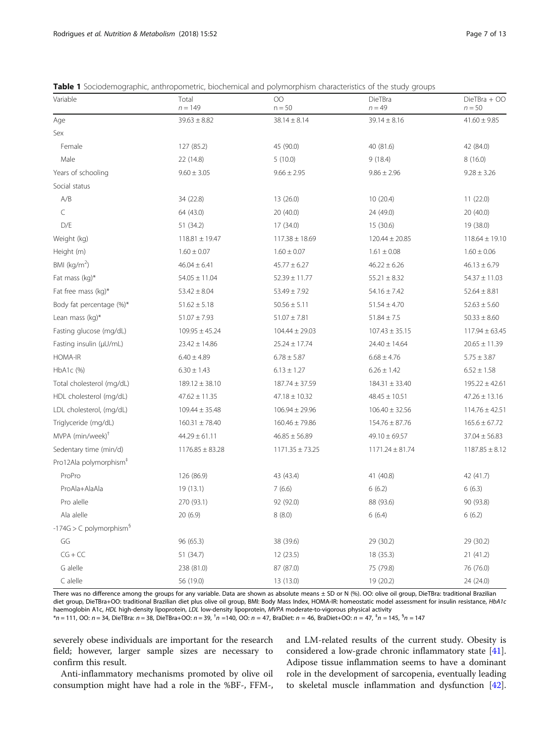**Table 1** Sociodemographic, anthropometric, biochemical and polymorphism characteristics of the study groups

| Variable | Total $n = 149$ | OO $n = 50$ | DietBra $n = 49$ | DieTBra + OO $n = 50$ |
|---|---|---|---|---|
| Age | 39.63 ± 8.82 | 38.14 ± 8.14 | 39.14 ± 8.16 | 41.60 ± 9.85 |
| Sex | | | | |
| Female | 127 (85.2) | 45 (90.0) | 40 (81.6) | 42 (84.0) |
| Male | 22 (14.8) | 5 (10.0) | 9 (18.4) | 8 (16.0) |
| Years of schooling | 9.60 ± 3.05 | 9.66 ± 2.95 | 9.86 ± 2.96 | 9.28 ± 3.26 |
| Social status | | | | |
| A/B | 34 (22.8) | 13 (26.0) | 10 (20.4) | 11 (22.0) |
| C | 64 (43.0) | 20 (40.0) | 24 (49.0) | 20 (40.0) |
| D/E | 51 (34.2) | 17 (34.0) | 15 (30.6) | 19 (38.0) |
| Weight (kg) | 118.81 ± 19.47 | 117.38 ± 18.69 | 120.44 ± 20.85 | 118.64 ± 19.10 |
| Height (m) | 1.60 ± 0.07 | 1.60 ± 0.07 | 1.61 ± 0.08 | 1.60 ± 0.06 |
| BMI (kg/m$^2$) | 46.04 ± 6.41 | 45.77 ± 6.27 | 46.22 ± 6.26 | 46.13 ± 6.79 |
| Fat mass (kg)* | 54.05 ± 11.04 | 52.39 ± 11.77 | 55.21 ± 8.32 | 54.37 ± 11.03 |
| Fat free mass (kg)* | 53.42 ± 8.04 | 53.49 ± 7.92 | 54.16 ± 7.42 | 52.64 ± 8.81 |
| Body fat percentage (%)* | 51.62 ± 5.18 | 50.56 ± 5.11 | 51.54 ± 4.70 | 52.63 ± 5.60 |
| Lean mass (kg)* | 51.07 ± 7.93 | 51.07 ± 7.81 | 51.84 ± 7.5 | 50.33 ± 8.60 |
| Fasting glucose (mg/dL) | 109.95 ± 45.24 | 104.44 ± 29.03 | 107.43 ± 35.15 | 117.94 ± 63.45 |
| Fasting insulin (μU/mL) | 23.42 ± 14.86 | 25.24 ± 17.74 | 24.40 ± 14.64 | 20.65 ± 11.39 |
| HOMA-IR | 6.40 ± 4.89 | 6.78 ± 5.87 | 6.68 ± 4.76 | 5.75 ± 3.87 |
| HbA1c (%) | 6.30 ± 1.43 | 6.13 ± 1.27 | 6.26 ± 1.42 | 6.52 ± 1.58 |
| Total cholesterol (mg/dL) | 189.12 ± 38.10 | 187.74 ± 37.59 | 184.31 ± 33.40 | 195.22 ± 42.61 |
| HDL cholesterol (mg/dL) | 47.62 ± 11.35 | 47.18 ± 10.32 | 48.45 ± 10.51 | 47.26 ± 13.16 |
| LDL cholesterol, (mg/dL) | 109.44 ± 35.48 | 106.94 ± 29.96 | 106.40 ± 32.56 | 114.76 ± 42.51 |
| Triglyceride (mg/dL) | 160.31 ± 78.40 | 160.46 ± 79.86 | 154.76 ± 87.76 | 165.6 ± 67.72 |
| MVPA (min/week)[†] | 44.29 ± 61.11 | 46.85 ± 56.89 | 49.10 ± 69.57 | 37.04 ± 56.83 |
| Sedentary time (min/d) | 1176.85 ± 83.28 | 1171.35 ± 73.25 | 1171.24 ± 81.74 | 1187.85 ± 8.12 |
| Pro12Ala polymorphism[‡] | | | | |
| ProPro | 126 (86.9) | 43 (43.4) | 41 (40.8) | 42 (41.7) |
| ProAla+AlaAla | 19 (13.1) | 7 (6.6) | 6 (6.2) | 6 (6.3) |
| Pro alelle | 270 (93.1) | 92 (92.0) | 88 (93.6) | 90 (93.8) |
| Ala alelle | 20 (6.9) | 8 (8.0) | 6 (6.4) | 6 (6.2) |
| -174G > C polymorphism[§] | | | | |
| GG | 96 (65.3) | 38 (39.6) | 29 (30.2) | 29 (30.2) |
| CG + CC | 51 (34.7) | 12 (23.5) | 18 (35.3) | 21 (41.2) |
| G alelle | 238 (81.0) | 87 (87.0) | 75 (79.8) | 76 (76.0) |
| C alelle | 56 (19.0) | 13 (13.0) | 19 (20.2) | 24 (24.0) |

There was no difference among the groups for any variable. Data are shown as absolute means ± SD or N (%). OO: olive oil group, DieTBra: traditional Brazilian diet group, DieTBra+OO: traditional Brazilian diet plus olive oil group, BMI: Body Mass Index, HOMA-IR: homeostatic model assessment for insulin resistance, *HbA1c* haemoglobin A1c, *HDL* high-density lipoprotein, *LDL* low-density lipoprotein, *MVPA* moderate-to-vigorous physical activity

*$n = 111$, OO: $n = 34$, DieTBra: $n = 38$, DieTBra+OO: $n = 39$, [†]$n = 140$, OO: $n = 47$, BraDiet: $n = 46$, BraDiet+OO: $n = 47$, [‡]$n = 145$, [§]$n = 147$

severely obese individuals are important for the research field; however, larger sample sizes are necessary to confirm this result.

Anti-inflammatory mechanisms promoted by olive oil consumption might have had a role in the %BF-, FFM-, and LM-related results of the current study. Obesity is considered a low-grade chronic inflammatory state [41]. Adipose tissue inflammation seems to have a dominant role in the development of sarcopenia, eventually leading to skeletal muscle inflammation and dysfunction [42].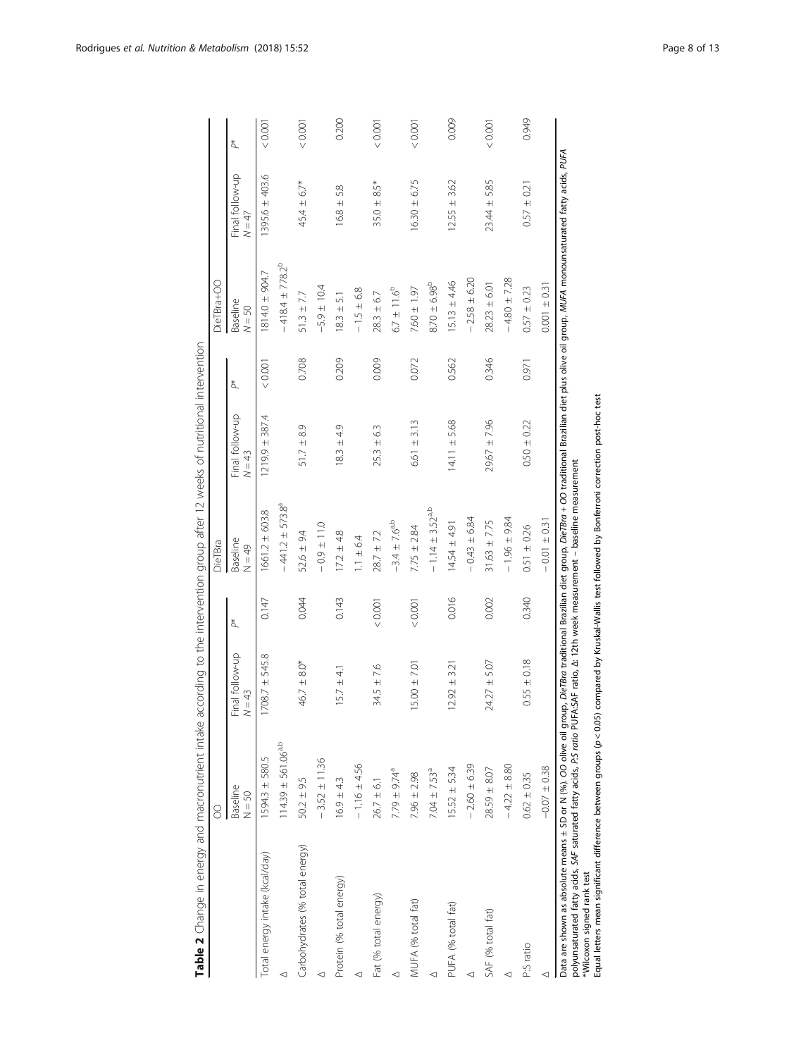**Table 2** Change in energy and macronutrient intake according to the intervention group after 12 weeks of nutritional intervention

| | OO | | | DieTBra | | | DieTBra+OO | | |
|---|---|---|---|---|---|---|---|---|---|
| | Baseline N = 50 | Final follow-up N = 43 | P* | Baseline N = 49 | Final follow-up N = 43 | P* | Baseline N = 50 | Final follow-up N = 47 | P* |
| Total energy intake (kcal/day) | 1594.3 ± 580.5 | 1708.7 ± 545.8 | 0.147 | 1661.2 ± 603.8 | 1219.9 ± 387.4 | < 0.001 | 1814.0 ± 904.7 | 1395.6 ± 403.6 | < 0.001 |
| Δ | 114.39 ± 561.06[a,b] | | | − 441.2 ± 573.8[a] | | | − 418.4 ± 778.2[b] | | |
| Carbohydrates (% total energy) | 50.2 ± 9.5 | 46.7 ± 8.0* | 0.044 | 52.6 ± 9.4 | 51.7 ± 8.9 | 0.708 | 51.3 ± 7.7 | 45.4 ± 6.7* | < 0.001 |
| Δ | − 3.52 ± 11.36 | | | − 0.9 ± 11.0 | | | −5.9 ± 10.4 | | |
| Protein (% total energy) | 16.9 ± 4.3 | 15.7 ± 4.1 | 0.143 | 17.2 ± 4.8 | 18.3 ± 4.9 | 0.209 | 18.3 ± 5.1 | 16.8 ± 5.8 | 0.200 |
| Δ | − 1.16 ± 4.56 | | | 1.1 ± 6.4 | | | − 1.5 ± 6.8 | | |
| Fat (% total energy) | 26.7 ± 6.1 | 34.5 ± 7.6 | < 0.001 | 28.7 ± 7.2 | 25.3 ± 6.3 | 0.009 | 28.3 ± 6.7 | 35.0 ± 8.5* | < 0.001 |
| Δ | 7.79 ± 9.74[a] | | | −3.4 ± 7.6[a,b] | | | 6.7 ± 11.6[b] | | |
| MUFA (% total fat) | 7.96 ± 2.98 | 15.00 ± 7.01 | < 0.001 | 7.75 ± 2.84 | 6.61 ± 3.13 | 0.072 | 7.60 ± 1.97 | 16.30 ± 6.75 | < 0.001 |
| Δ | 7.04 ± 7.53[a] | | | − 1.14 ± 3.52[a,b] | | | 8.70 ± 6.98[b] | | |
| PUFA (% total fat) | 15.52 ± 5.34 | 12.92 ± 3.21 | 0.016 | 14.54 ± 4.91 | 14.11 ± 5.68 | 0.562 | 15.13 ± 4.46 | 12.55 ± 3.62 | 0.009 |
| Δ | − 2.60 ± 6.39 | | | − 0.43 ± 6.84 | | | − 2.58 ± 6.20 | | |
| SAF (% total fat) | 28.59 ± 8.07 | 24.27 ± 5.07 | 0.002 | 31.63 ± 7.75 | 29.67 ± 7.96 | 0.346 | 28.23 ± 6.01 | 23.44 ± 5.85 | < 0.001 |
| Δ | − 4.22 ± 8.80 | | | − 1.96 ± 9.84 | | | − 4.80 ± 7.28 | | |
| P:S ratio | 0.62 ± 0.35 | 0.55 ± 0.18 | 0.340 | 0.51 ± 0.26 | 0.50 ± 0.22 | 0.971 | 0.57 ± 0.23 | 0.57 ± 0.21 | 0.949 |
| Δ | −0.07 ± 0.38 | | | − 0.01 ± 0.31 | | | 0.001 ± 0.31 | | |

Data are shown as absolute means ± SD or N (%). *OO* olive oil group, *DieTBra* traditional Brazilian diet group, *DieTBra + OO* traditional Brazilian diet plus olive oil group, *MUFA* monounsaturated fatty acids, *PUFA* polyunsaturated fatty acids, *SAF* saturated fatty acids, *P:S ratio* PUFA:SAF ratio, Δ: 12th week measurement – baseline measurement

*Wilcoxon signed rank test

Equal letters mean significant difference between groups ($p < 0.05$) compared by Kruskal-Wallis test followed by Bonferroni correction post-hoc test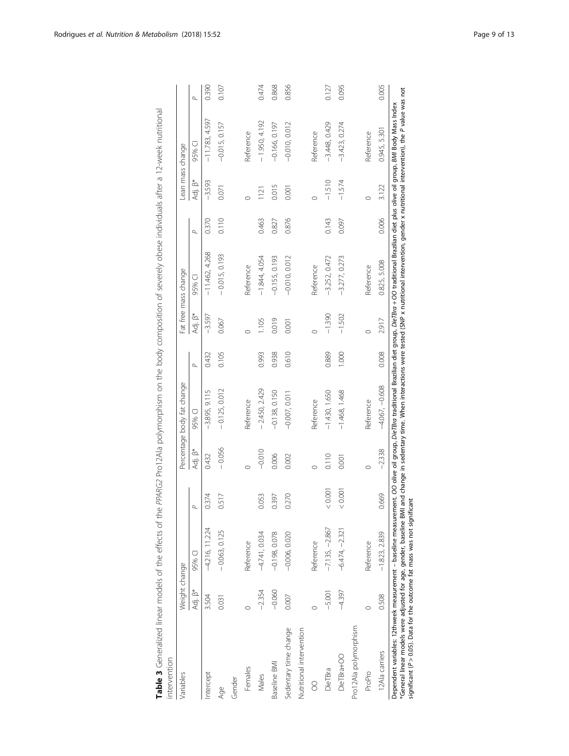**Table 3** Generalized linear models of the effects of the *PPARG2* Pro12Ala polymorphism on the body composition of severely obese individuals after a 12-week nutritional intervention

| Variables | Weight change | | | Percentage body fat change | | | Fat free mass change | | | Lean mass change | | |
|---|---|---|---|---|---|---|---|---|---|---|---|---|
| | Adj. β* | 95% CI | *P* | Adj. β* | 95% CI | *P* | Adj. β* | 95% CI | *P* | Adj. β* | 95% CI | *P* |
| Intercept | 3.504 | −4.216, 11.224 | 0.374 | 0.432 | −3.895, 9.115 | 0.432 | −3.597 | −11.462, 4.268 | 0.370 | −3.593 | −11.783, 4.597 | 0.390 |
| Age | 0.031 | −0.063, 0.125 | 0.517 | −0.056 | −0.125, 0.012 | 0.105 | 0.067 | −0.015, 0.193 | 0.110 | 0.071 | −0.015, 0.157 | 0.107 |
| Gender | | | | | | | | | | | | |
| Females | 0 | Reference | | 0 | Reference | | 0 | Reference | | 0 | Reference | |
| Males | −2.354 | −4.741, 0.034 | 0.053 | −0.010 | −2.450, 2.429 | 0.993 | 1.105 | −1.844, 4.054 | 0.463 | 1121 | −1.950, 4.192 | 0.474 |
| Baseline BMI | −0.060 | −0.198, 0.078 | 0.397 | 0.006 | −0.138, 0.150 | 0.938 | 0.019 | −0.155, 0.193 | 0.827 | 0.015 | −0.166, 0.197 | 0.868 |
| Sedentary time change | 0.007 | −0.006, 0.020 | 0.270 | 0.002 | −0.007, 0.011 | 0.610 | 0.001 | −0.010, 0.012 | 0.876 | 0.001 | −0.010, 0.012 | 0.856 |
| Nutritional intervention | | | | | | | | | | | | |
| OO | 0 | Reference | | 0 | Reference | | 0 | Reference | | 0 | Reference | |
| DieTBra | −5.001 | −7.135, −2.867 | < 0.001 | 0.110 | −1.430, 1.650 | 0.889 | −1.390 | −3.252, 0.472 | 0.143 | −1.510 | −3.448, 0.429 | 0.127 |
| DieTBra+OO | −4.397 | −6.474, −2.321 | < 0.001 | 0.001 | −1.468, 1.468 | 1.000 | −1.502 | −3.277, 0.273 | 0.097 | −1.574 | −3.423, 0.274 | 0.095 |
| Pro12Ala polymorphism | | | | | | | | | | | | |
| ProPro | 0 | Reference | | 0 | Reference | | 0 | Reference | | 0 | Reference | |
| 12Ala carriers | 0.508 | −1.823, 2.839 | 0.669 | −2.338 | −4.067, −0.608 | 0.008 | 2.917 | 0.825, 5.008 | 0.006 | 3.122 | 0.945, 5.301 | 0.005 |

Dependent variables: 12thweek measurement – baseline measurement. *OO* olive oil group, *DieTBra* traditional Brazilian diet group, *DieTBra + OO* traditional Brazilian diet plus olive oil group, *BMI* Body Mass Index
*General linear models were adjusted for age, gender, baseline BMI and change in sedentary time. When interactions were tested (SNP x nutritional intervention, gender x nutritional intervention), the *P* value was not significant (*P* > 0.05). Data for the outcome fat mass was not significant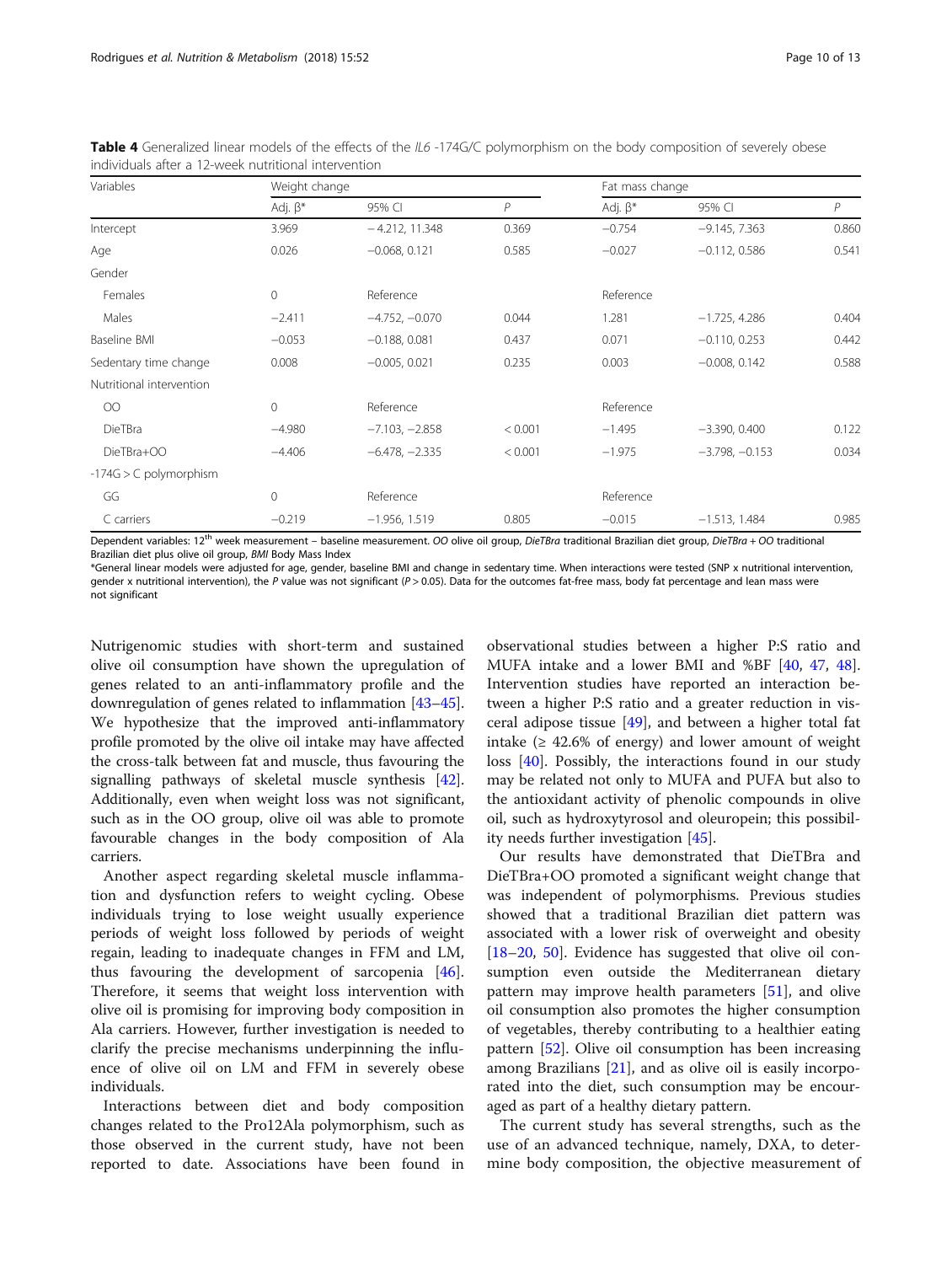**Table 4** Generalized linear models of the effects of the *IL6* -174G/C polymorphism on the body composition of severely obese individuals after a 12-week nutritional intervention

| Variables | Weight change | | | Fat mass change | | |
|---|---|---|---|---|---|---|
| | Adj. β* | 95% CI | *P* | Adj. β* | 95% CI | *P* |
| Intercept | 3.969 | − 4.212, 11.348 | 0.369 | −0.754 | −9.145, 7.363 | 0.860 |
| Age | 0.026 | −0.068, 0.121 | 0.585 | −0.027 | −0.112, 0.586 | 0.541 |
| Gender | | | | | | |
| Females | 0 | Reference | | Reference | | |
| Males | −2.411 | −4.752, −0.070 | 0.044 | 1.281 | −1.725, 4.286 | 0.404 |
| Baseline BMI | −0.053 | −0.188, 0.081 | 0.437 | 0.071 | −0.110, 0.253 | 0.442 |
| Sedentary time change | 0.008 | −0.005, 0.021 | 0.235 | 0.003 | −0.008, 0.142 | 0.588 |
| Nutritional intervention | | | | | | |
| OO | 0 | Reference | | Reference | | |
| DieTBra | −4.980 | −7.103, −2.858 | < 0.001 | −1.495 | −3.390, 0.400 | 0.122 |
| DieTBra+OO | −4.406 | −6.478, −2.335 | < 0.001 | −1.975 | −3.798, −0.153 | 0.034 |
| -174G > C polymorphism | | | | | | |
| GG | 0 | Reference | | Reference | | |
| C carriers | −0.219 | −1.956, 1.519 | 0.805 | −0.015 | −1.513, 1.484 | 0.985 |

Dependent variables: 12th week measurement – baseline measurement. *OO* olive oil group, *DieTBra* traditional Brazilian diet group, *DieTBra + OO* traditional Brazilian diet plus olive oil group, *BMI* Body Mass Index

*General linear models were adjusted for age, gender, baseline BMI and change in sedentary time. When interactions were tested (SNP x nutritional intervention, gender x nutritional intervention), the *P* value was not significant (*P* > 0.05). Data for the outcomes fat-free mass, body fat percentage and lean mass were not significant

Nutrigenomic studies with short-term and sustained olive oil consumption have shown the upregulation of genes related to an anti-inflammatory profile and the downregulation of genes related to inflammation [43–45]. We hypothesize that the improved anti-inflammatory profile promoted by the olive oil intake may have affected the cross-talk between fat and muscle, thus favouring the signalling pathways of skeletal muscle synthesis [42]. Additionally, even when weight loss was not significant, such as in the OO group, olive oil was able to promote favourable changes in the body composition of Ala carriers.

Another aspect regarding skeletal muscle inflammation and dysfunction refers to weight cycling. Obese individuals trying to lose weight usually experience periods of weight loss followed by periods of weight regain, leading to inadequate changes in FFM and LM, thus favouring the development of sarcopenia [46]. Therefore, it seems that weight loss intervention with olive oil is promising for improving body composition in Ala carriers. However, further investigation is needed to clarify the precise mechanisms underpinning the influence of olive oil on LM and FFM in severely obese individuals.

Interactions between diet and body composition changes related to the Pro12Ala polymorphism, such as those observed in the current study, have not been reported to date. Associations have been found in observational studies between a higher P:S ratio and MUFA intake and a lower BMI and %BF [40, 47, 48]. Intervention studies have reported an interaction between a higher P:S ratio and a greater reduction in visceral adipose tissue [49], and between a higher total fat intake (≥ 42.6% of energy) and lower amount of weight loss [40]. Possibly, the interactions found in our study may be related not only to MUFA and PUFA but also to the antioxidant activity of phenolic compounds in olive oil, such as hydroxytyrosol and oleuropein; this possibility needs further investigation [45].

Our results have demonstrated that DieTBra and DieTBra+OO promoted a significant weight change that was independent of polymorphisms. Previous studies showed that a traditional Brazilian diet pattern was associated with a lower risk of overweight and obesity [18–20, 50]. Evidence has suggested that olive oil consumption even outside the Mediterranean dietary pattern may improve health parameters [51], and olive oil consumption also promotes the higher consumption of vegetables, thereby contributing to a healthier eating pattern [52]. Olive oil consumption has been increasing among Brazilians [21], and as olive oil is easily incorporated into the diet, such consumption may be encouraged as part of a healthy dietary pattern.

The current study has several strengths, such as the use of an advanced technique, namely, DXA, to determine body composition, the objective measurement of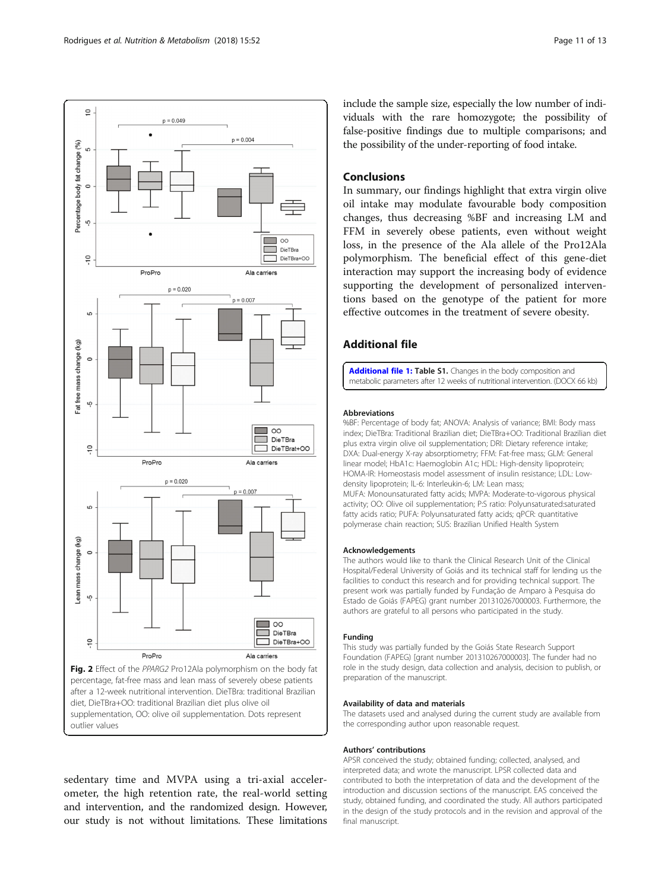sedentary time and MVPA using a tri-axial accelerometer, the high retention rate, the real-world setting and intervention, and the randomized design. However, our study is not without limitations. These limitations include the sample size, especially the low number of individuals with the rare homozygote; the possibility of false-positive findings due to multiple comparisons; and the possibility of the under-reporting of food intake.

Fig. 2 Effect of the *PPARG2* Pro12Ala polymorphism on the body fat percentage, fat-free mass and lean mass of severely obese patients after a 12-week nutritional intervention. DieTBra: traditional Brazilian diet, DieTBra+OO: traditional Brazilian diet plus olive oil supplementation, OO: olive oil supplementation. Dots represent outlier values

## Conclusions

In summary, our findings highlight that extra virgin olive oil intake may modulate favourable body composition changes, thus decreasing %BF and increasing LM and FFM in severely obese patients, even without weight loss, in the presence of the Ala allele of the Pro12Ala polymorphism. The beneficial effect of this gene-diet interaction may support the increasing body of evidence supporting the development of personalized interventions based on the genotype of the patient for more effective outcomes in the treatment of severe obesity.

## Additional file

**Additional file 1: Table S1.** Changes in the body composition and metabolic parameters after 12 weeks of nutritional intervention. (DOCX 66 kb)

### Abbreviations

%BF: Percentage of body fat; ANOVA: Analysis of variance; BMI: Body mass index; DieTBra: Traditional Brazilian diet; DieTBra+OO: Traditional Brazilian diet plus extra virgin olive oil supplementation; DRI: Dietary reference intake; DXA: Dual-energy X-ray absorptiometry; FFM: Fat-free mass; GLM: General linear model; HbA1c: Haemoglobin A1c; HDL: High-density lipoprotein; HOMA-IR: Homeostasis model assessment of insulin resistance; LDL: Low-density lipoprotein; IL-6: Interleukin-6; LM: Lean mass;
MUFA: Monounsaturated fatty acids; MVPA: Moderate-to-vigorous physical activity; OO: Olive oil supplementation; P:S ratio: Polyunsaturated:saturated fatty acids ratio; PUFA: Polyunsaturated fatty acids; qPCR: quantitative polymerase chain reaction; SUS: Brazilian Unified Health System

### Acknowledgements

The authors would like to thank the Clinical Research Unit of the Clinical Hospital/Federal University of Goiás and its technical staff for lending us the facilities to conduct this research and for providing technical support. The present work was partially funded by Fundação de Amparo à Pesquisa do Estado de Goiás (FAPEG) grant number 201310267000003. Furthermore, the authors are grateful to all persons who participated in the study.

### Funding

This study was partially funded by the Goiás State Research Support Foundation (FAPEG) [grant number 201310267000003]. The funder had no role in the study design, data collection and analysis, decision to publish, or preparation of the manuscript.

### Availability of data and materials

The datasets used and analysed during the current study are available from the corresponding author upon reasonable request.

### Authors' contributions

APSR conceived the study; obtained funding; collected, analysed, and interpreted data; and wrote the manuscript. LPSR collected data and contributed to both the interpretation of data and the development of the introduction and discussion sections of the manuscript. EAS conceived the study, obtained funding, and coordinated the study. All authors participated in the design of the study protocols and in the revision and approval of the final manuscript.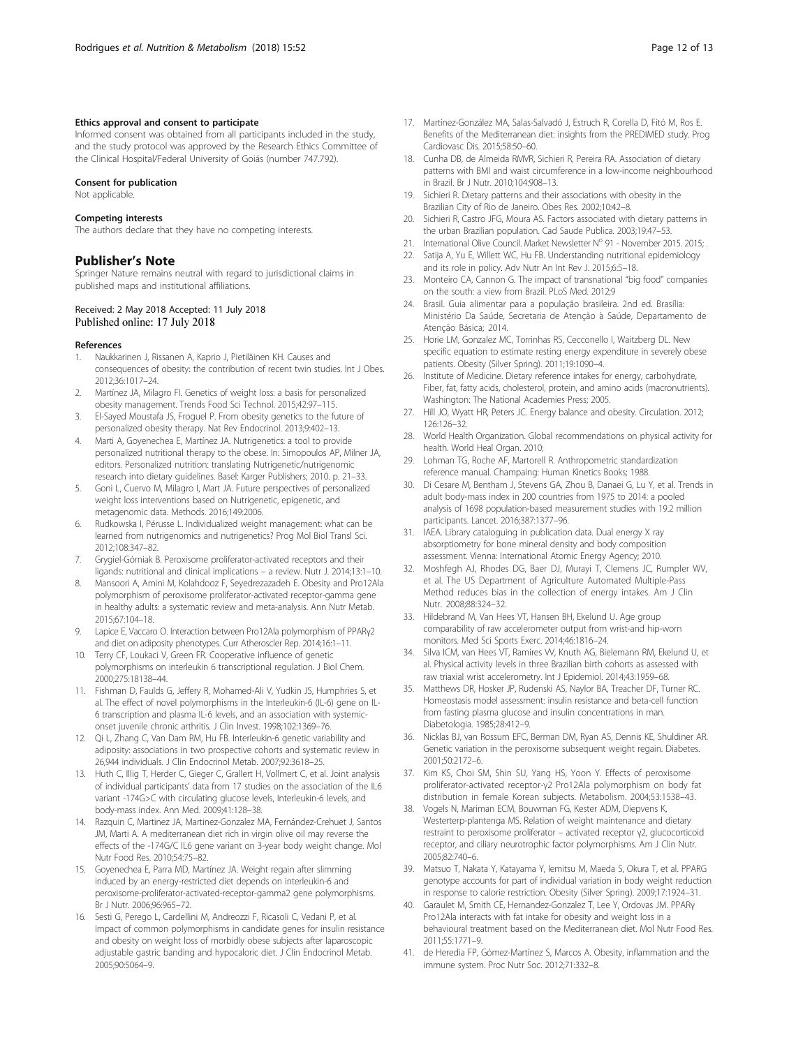#### Ethics approval and consent to participate

Informed consent was obtained from all participants included in the study, and the study protocol was approved by the Research Ethics Committee of the Clinical Hospital/Federal University of Goiás (number 747.792).

#### Consent for publication

Not applicable.

#### Competing interests

The authors declare that they have no competing interests.

### Publisher's Note

Springer Nature remains neutral with regard to jurisdictional claims in published maps and institutional affiliations.

Received: 2 May 2018 Accepted: 11 July 2018
Published online: 17 July 2018

#### References

1. Naukkarinen J, Rissanen A, Kaprio J, Pietiläinen KH. Causes and consequences of obesity: the contribution of recent twin studies. Int J Obes. 2012;36:1017–24.
2. Martínez JA, Milagro FI. Genetics of weight loss: a basis for personalized obesity management. Trends Food Sci Technol. 2015;42:97–115.
3. El-Sayed Moustafa JS, Froguel P. From obesity genetics to the future of personalized obesity therapy. Nat Rev Endocrinol. 2013;9:402–13.
4. Marti A, Goyenechea E, Martínez JA. Nutrigenetics: a tool to provide personalized nutritional therapy to the obese. In: Simopoulos AP, Milner JA, editors. Personalized nutrition: translating Nutrigenetic/nutrigenomic research into dietary guidelines. Basel: Karger Publishers; 2010. p. 21–33.
5. Goni L, Cuervo M, Milagro I, Mart JA. Future perspectives of personalized weight loss interventions based on Nutrigenetic, epigenetic, and metagenomic data. Methods. 2016;149:2006.
6. Rudkowska I, Pérusse L. Individualized weight management: what can be learned from nutrigenomics and nutrigenetics? Prog Mol Biol Transl Sci. 2012;108:347–82.
7. Grygiel-Górniak B. Peroxisome proliferator-activated receptors and their ligands: nutritional and clinical implications – a review. Nutr J. 2014;13:1–10.
8. Mansoori A, Amini M, Kolahdooz F, Seyedrezazadeh E. Obesity and Pro12Ala polymorphism of peroxisome proliferator-activated receptor-gamma gene in healthy adults: a systematic review and meta-analysis. Ann Nutr Metab. 2015;67:104–18.
9. Lapice E, Vaccaro O. Interaction between Pro12Ala polymorphism of PPARγ2 and diet on adiposity phenotypes. Curr Atheroscler Rep. 2014;16:1–11.
10. Terry CF, Loukaci V, Green FR. Cooperative influence of genetic polymorphisms on interleukin 6 transcriptional regulation. J Biol Chem. 2000;275:18138–44.
11. Fishman D, Faulds G, Jeffery R, Mohamed-Ali V, Yudkin JS, Humphries S, et al. The effect of novel polymorphisms in the Interleukin-6 (IL-6) gene on IL-6 transcription and plasma IL-6 levels, and an association with systemic-onset juvenile chronic arthritis. J Clin Invest. 1998;102:1369–76.
12. Qi L, Zhang C, Van Dam RM, Hu FB. Interleukin-6 genetic variability and adiposity: associations in two prospective cohorts and systematic review in 26,944 individuals. J Clin Endocrinol Metab. 2007;92:3618–25.
13. Huth C, Illig T, Herder C, Gieger C, Grallert H, Vollmert C, et al. Joint analysis of individual participants' data from 17 studies on the association of the IL6 variant -174G>C with circulating glucose levels, Interleukin-6 levels, and body-mass index. Ann Med. 2009;41:128–38.
14. Razquin C, Martinez JA, Martinez-Gonzalez MA, Fernández-Crehuet J, Santos JM, Marti A. A mediterranean diet rich in virgin olive oil may reverse the effects of the -174G/C IL6 gene variant on 3-year body weight change. Mol Nutr Food Res. 2010;54:75–82.
15. Goyenechea E, Parra MD, Martínez JA. Weight regain after slimming induced by an energy-restricted diet depends on interleukin-6 and peroxisome-proliferator-activated-receptor-gamma2 gene polymorphisms. Br J Nutr. 2006;96:965–72.
16. Sesti G, Perego L, Cardellini M, Andreozzi F, Ricasoli C, Vedani P, et al. Impact of common polymorphisms in candidate genes for insulin resistance and obesity on weight loss of morbidly obese subjects after laparoscopic adjustable gastric banding and hypocaloric diet. J Clin Endocrinol Metab. 2005;90:5064–9.
17. Martínez-González MA, Salas-Salvadó J, Estruch R, Corella D, Fitó M, Ros E. Benefits of the Mediterranean diet: insights from the PREDIMED study. Prog Cardiovasc Dis. 2015;58:50–60.
18. Cunha DB, de Almeida RMVR, Sichieri R, Pereira RA. Association of dietary patterns with BMI and waist circumference in a low-income neighbourhood in Brazil. Br J Nutr. 2010;104:908–13.
19. Sichieri R. Dietary patterns and their associations with obesity in the Brazilian City of Rio de Janeiro. Obes Res. 2002;10:42–8.
20. Sichieri R, Castro JFG, Moura AS. Factors associated with dietary patterns in the urban Brazilian population. Cad Saude Publica. 2003;19:47–53.
21. International Olive Council. Market Newsletter N° 91 - November 2015. 2015; .
22. Satija A, Yu E, Willett WC, Hu FB. Understanding nutritional epidemiology and its role in policy. Adv Nutr An Int Rev J. 2015;6:5–18.
23. Monteiro CA, Cannon G. The impact of transnational "big food" companies on the south: a view from Brazil. PLoS Med. 2012;9
24. Brasil. Guia alimentar para a população brasileira. 2nd ed. Brasília: Ministério Da Saúde, Secretaria de Atenção à Saúde, Departamento de Atenção Básica; 2014.
25. Horie LM, Gonzalez MC, Torrinhas RS, Cecconello I, Waitzberg DL. New specific equation to estimate resting energy expenditure in severely obese patients. Obesity (Silver Spring). 2011;19:1090–4.
26. Institute of Medicine. Dietary reference intakes for energy, carbohydrate, Fiber, fat, fatty acids, cholesterol, protein, and amino acids (macronutrients). Washington: The National Academies Press; 2005.
27. Hill JO, Wyatt HR, Peters JC. Energy balance and obesity. Circulation. 2012; 126:126–32.
28. World Health Organization. Global recommendations on physical activity for health. World Heal Organ. 2010;
29. Lohman TG, Roche AF, Martorell R. Anthropometric standardization reference manual. Champaing: Human Kinetics Books; 1988.
30. Di Cesare M, Bentham J, Stevens GA, Zhou B, Danaei G, Lu Y, et al. Trends in adult body-mass index in 200 countries from 1975 to 2014: a pooled analysis of 1698 population-based measurement studies with 19.2 million participants. Lancet. 2016;387:1377–96.
31. IAEA. Library cataloguing in publication data. Dual energy X ray absorptiometry for bone mineral density and body composition assessment. Vienna: International Atomic Energy Agency; 2010.
32. Moshfegh AJ, Rhodes DG, Baer DJ, Murayi T, Clemens JC, Rumpler WV, et al. The US Department of Agriculture Automated Multiple-Pass Method reduces bias in the collection of energy intakes. Am J Clin Nutr. 2008;88:324–32.
33. Hildebrand M, Van Hees VT, Hansen BH, Ekelund U. Age group comparability of raw accelerometer output from wrist-and hip-worn monitors. Med Sci Sports Exerc. 2014;46:1816–24.
34. Silva ICM, van Hees VT, Ramires VV, Knuth AG, Bielemann RM, Ekelund U, et al. Physical activity levels in three Brazilian birth cohorts as assessed with raw triaxial wrist accelerometry. Int J Epidemiol. 2014;43:1959–68.
35. Matthews DR, Hosker JP, Rudenski AS, Naylor BA, Treacher DF, Turner RC. Homeostasis model assessment: insulin resistance and beta-cell function from fasting plasma glucose and insulin concentrations in man. Diabetologia. 1985;28:412–9.
36. Nicklas BJ, van Rossum EFC, Berman DM, Ryan AS, Dennis KE, Shuldiner AR. Genetic variation in the peroxisome subsequent weight regain. Diabetes. 2001;50:2172–6.
37. Kim KS, Choi SM, Shin SU, Yang HS, Yoon Y. Effects of peroxisome proliferator-activated receptor-γ2 Pro12Ala polymorphism on body fat distribution in female Korean subjects. Metabolism. 2004;53:1538–43.
38. Vogels N, Mariman ECM, Bouwman FG, Kester ADM, Diepvens K, Westerterp-plantenga MS. Relation of weight maintenance and dietary restraint to peroxisome proliferator – activated receptor γ2, glucocorticoid receptor, and ciliary neurotrophic factor polymorphisms. Am J Clin Nutr. 2005;82:740–6.
39. Matsuo T, Nakata Y, Katayama Y, Iemitsu M, Maeda S, Okura T, et al. PPARG genotype accounts for part of individual variation in body weight reduction in response to calorie restriction. Obesity (Silver Spring). 2009;17:1924–31.
40. Garaulet M, Smith CE, Hernandez-Gonzalez T, Lee Y, Ordovas JM. PPARγ Pro12Ala interacts with fat intake for obesity and weight loss in a behavioural treatment based on the Mediterranean diet. Mol Nutr Food Res. 2011;55:1771–9.
41. de Heredia FP, Gómez-Martínez S, Marcos A. Obesity, inflammation and the immune system. Proc Nutr Soc. 2012;71:332–8.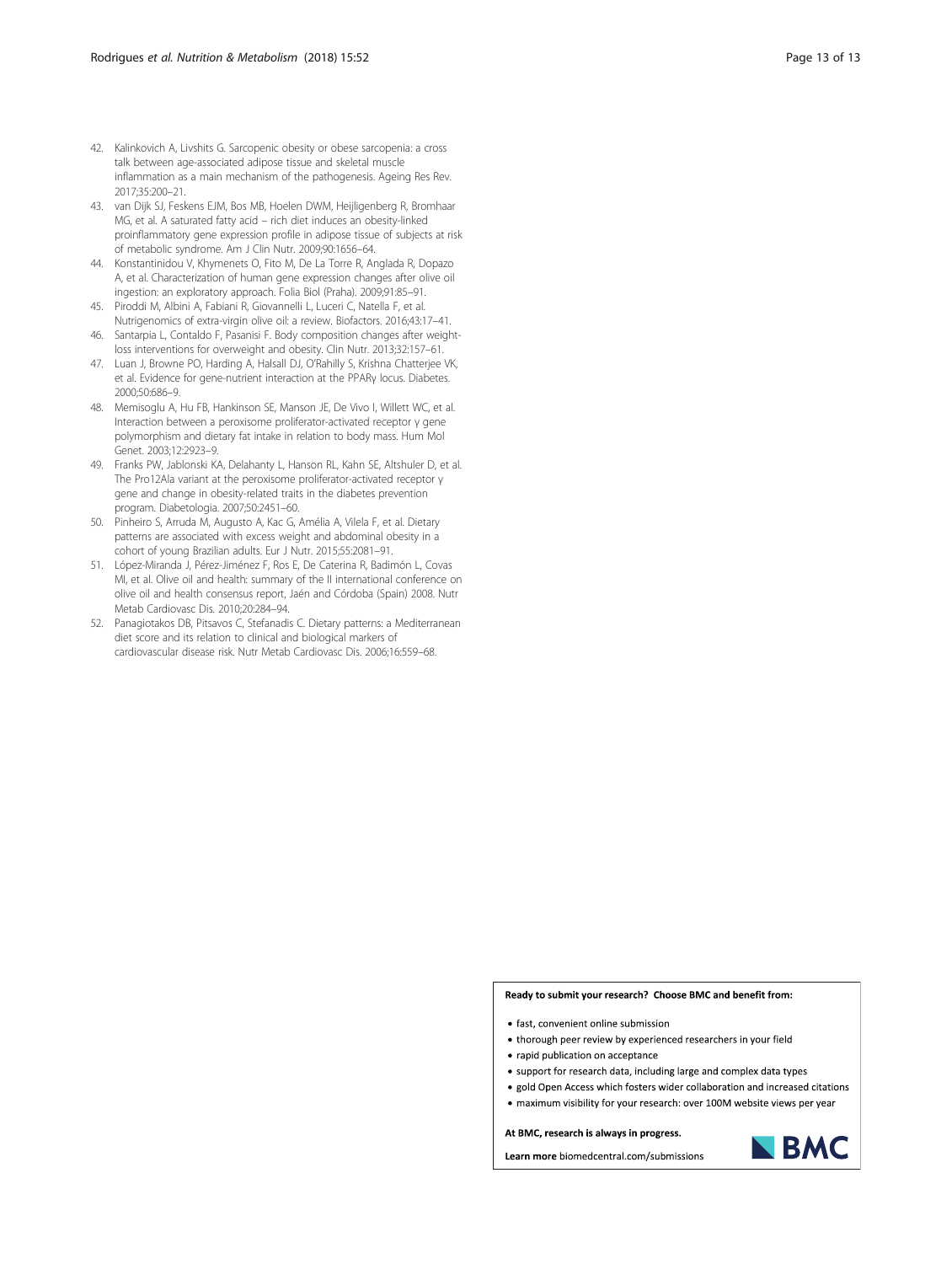42. Kalinkovich A, Livshits G. Sarcopenic obesity or obese sarcopenia: a cross talk between age-associated adipose tissue and skeletal muscle inflammation as a main mechanism of the pathogenesis. Ageing Res Rev. 2017;35:200–21.
43. van Dijk SJ, Feskens EJM, Bos MB, Hoelen DWM, Heijligenberg R, Bromhaar MG, et al. A saturated fatty acid – rich diet induces an obesity-linked proinflammatory gene expression profile in adipose tissue of subjects at risk of metabolic syndrome. Am J Clin Nutr. 2009;90:1656–64.
44. Konstantinidou V, Khymenets O, Fito M, De La Torre R, Anglada R, Dopazo A, et al. Characterization of human gene expression changes after olive oil ingestion: an exploratory approach. Folia Biol (Praha). 2009;91:85–91.
45. Piroddi M, Albini A, Fabiani R, Giovannelli L, Luceri C, Natella F, et al. Nutrigenomics of extra-virgin olive oil: a review. Biofactors. 2016;43:17–41.
46. Santarpia L, Contaldo F, Pasanisi F. Body composition changes after weight-loss interventions for overweight and obesity. Clin Nutr. 2013;32:157–61.
47. Luan J, Browne PO, Harding A, Halsall DJ, O'Rahilly S, Krishna Chatterjee VK, et al. Evidence for gene-nutrient interaction at the PPARγ locus. Diabetes. 2000;50:686–9.
48. Memisoglu A, Hu FB, Hankinson SE, Manson JE, De Vivo I, Willett WC, et al. Interaction between a peroxisome proliferator-activated receptor γ gene polymorphism and dietary fat intake in relation to body mass. Hum Mol Genet. 2003;12:2923–9.
49. Franks PW, Jablonski KA, Delahanty L, Hanson RL, Kahn SE, Altshuler D, et al. The Pro12Ala variant at the peroxisome proliferator-activated receptor γ gene and change in obesity-related traits in the diabetes prevention program. Diabetologia. 2007;50:2451–60.
50. Pinheiro S, Arruda M, Augusto A, Kac G, Amélia A, Vilela F, et al. Dietary patterns are associated with excess weight and abdominal obesity in a cohort of young Brazilian adults. Eur J Nutr. 2015;55:2081–91.
51. López-Miranda J, Pérez-Jiménez F, Ros E, De Caterina R, Badimón L, Covas MI, et al. Olive oil and health: summary of the II international conference on olive oil and health consensus report, Jaén and Córdoba (Spain) 2008. Nutr Metab Cardiovasc Dis. 2010;20:284–94.
52. Panagiotakos DB, Pitsavos C, Stefanadis C. Dietary patterns: a Mediterranean diet score and its relation to clinical and biological markers of cardiovascular disease risk. Nutr Metab Cardiovasc Dis. 2006;16:559–68.

**Ready to submit your research? Choose BMC and benefit from:**

- fast, convenient online submission
- thorough peer review by experienced researchers in your field
- rapid publication on acceptance
- support for research data, including large and complex data types
- gold Open Access which fosters wider collaboration and increased citations
- maximum visibility for your research: over 100M website views per year

**At BMC, research is always in progress.**

**Learn more** biomedcentral.com/submissions

BMC